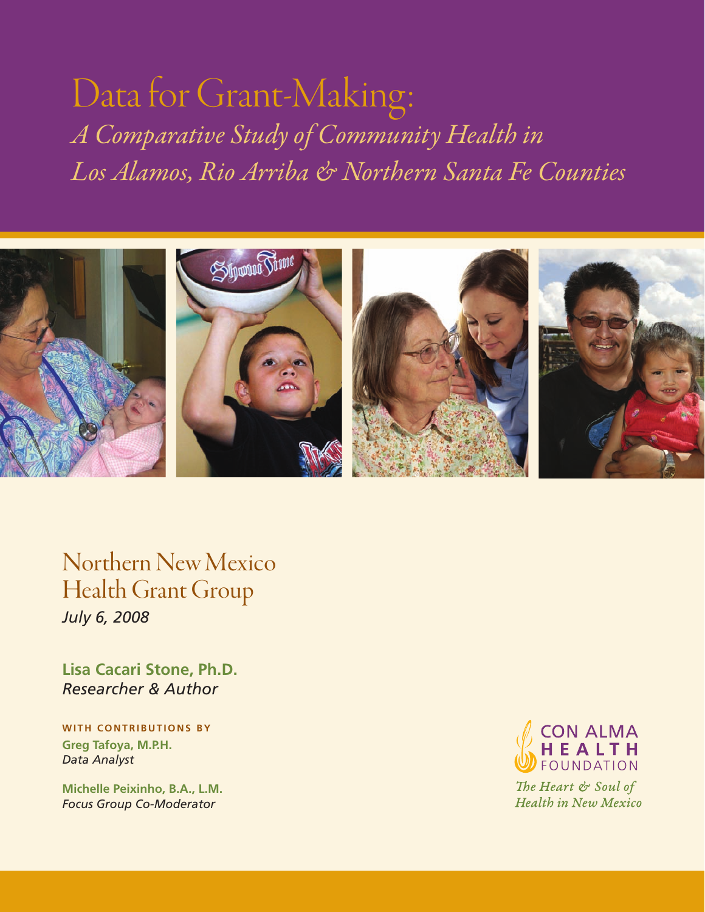# Data for Grant-Making:

## *A Comparative Study of Community Health in Los Alamos, Rio Arriba & Northern Santa Fe Counties*

Northern New Mexico
Health Grant Group

*July 6, 2008*

**Lisa Cacari Stone, Ph.D.**
*Researcher & Author*

**WITH CONTRIBUTIONS BY**

**Greg Tafoya, M.P.H.**
*Data Analyst*

**Michelle Peixinho, B.A., L.M.**
*Focus Group Co-Moderator*

CON ALMA HEALTH FOUNDATION

*The Heart & Soul of Health in New Mexico*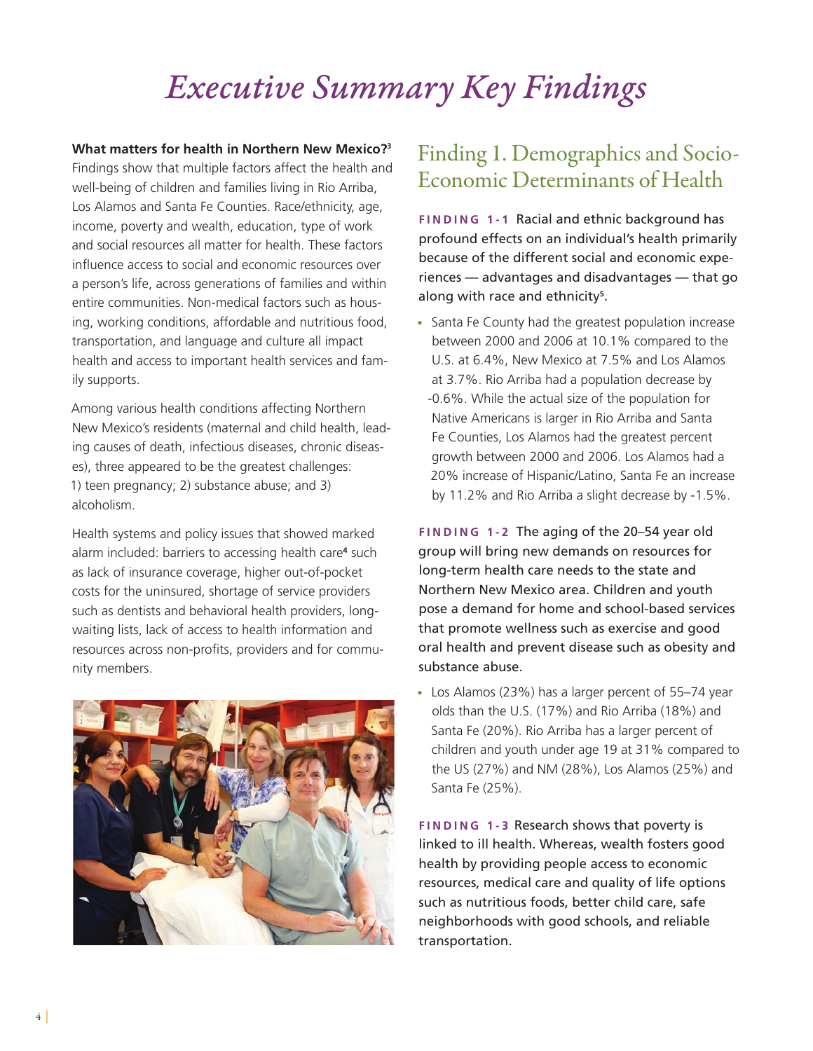# Executive Summary Key Findings

**What matters for health in Northern New Mexico?[3]**
Findings show that multiple factors affect the health and well-being of children and families living in Rio Arriba, Los Alamos and Santa Fe Counties. Race/ethnicity, age, income, poverty and wealth, education, type of work and social resources all matter for health. These factors influence access to social and economic resources over a person's life, across generations of families and within entire communities. Non-medical factors such as housing, working conditions, affordable and nutritious food, transportation, and language and culture all impact health and access to important health services and family supports.

Among various health conditions affecting Northern New Mexico's residents (maternal and child health, leading causes of death, infectious diseases, chronic diseases), three appeared to be the greatest challenges: 1) teen pregnancy; 2) substance abuse; and 3) alcoholism.

Health systems and policy issues that showed marked alarm included: barriers to accessing health care[4] such as lack of insurance coverage, higher out-of-pocket costs for the uninsured, shortage of service providers such as dentists and behavioral health providers, long-waiting lists, lack of access to health information and resources across non-profits, providers and for community members.

## Finding 1. Demographics and Socio-Economic Determinants of Health

**FINDING 1-1** Racial and ethnic background has profound effects on an individual's health primarily because of the different social and economic experiences — advantages and disadvantages — that go along with race and ethnicity[5].

- Santa Fe County had the greatest population increase between 2000 and 2006 at 10.1% compared to the U.S. at 6.4%, New Mexico at 7.5% and Los Alamos at 3.7%. Rio Arriba had a population decrease by -0.6%. While the actual size of the population for Native Americans is larger in Rio Arriba and Santa Fe Counties, Los Alamos had the greatest percent growth between 2000 and 2006. Los Alamos had a 20% increase of Hispanic/Latino, Santa Fe an increase by 11.2% and Rio Arriba a slight decrease by -1.5%.

**FINDING 1-2** The aging of the 20–54 year old group will bring new demands on resources for long-term health care needs to the state and Northern New Mexico area. Children and youth pose a demand for home and school-based services that promote wellness such as exercise and good oral health and prevent disease such as obesity and substance abuse.

- Los Alamos (23%) has a larger percent of 55–74 year olds than the U.S. (17%) and Rio Arriba (18%) and Santa Fe (20%). Rio Arriba has a larger percent of children and youth under age 19 at 31% compared to the US (27%) and NM (28%), Los Alamos (25%) and Santa Fe (25%).

**FINDING 1-3** Research shows that poverty is linked to ill health. Whereas, wealth fosters good health by providing people access to economic resources, medical care and quality of life options such as nutritious foods, better child care, safe neighborhoods with good schools, and reliable transportation.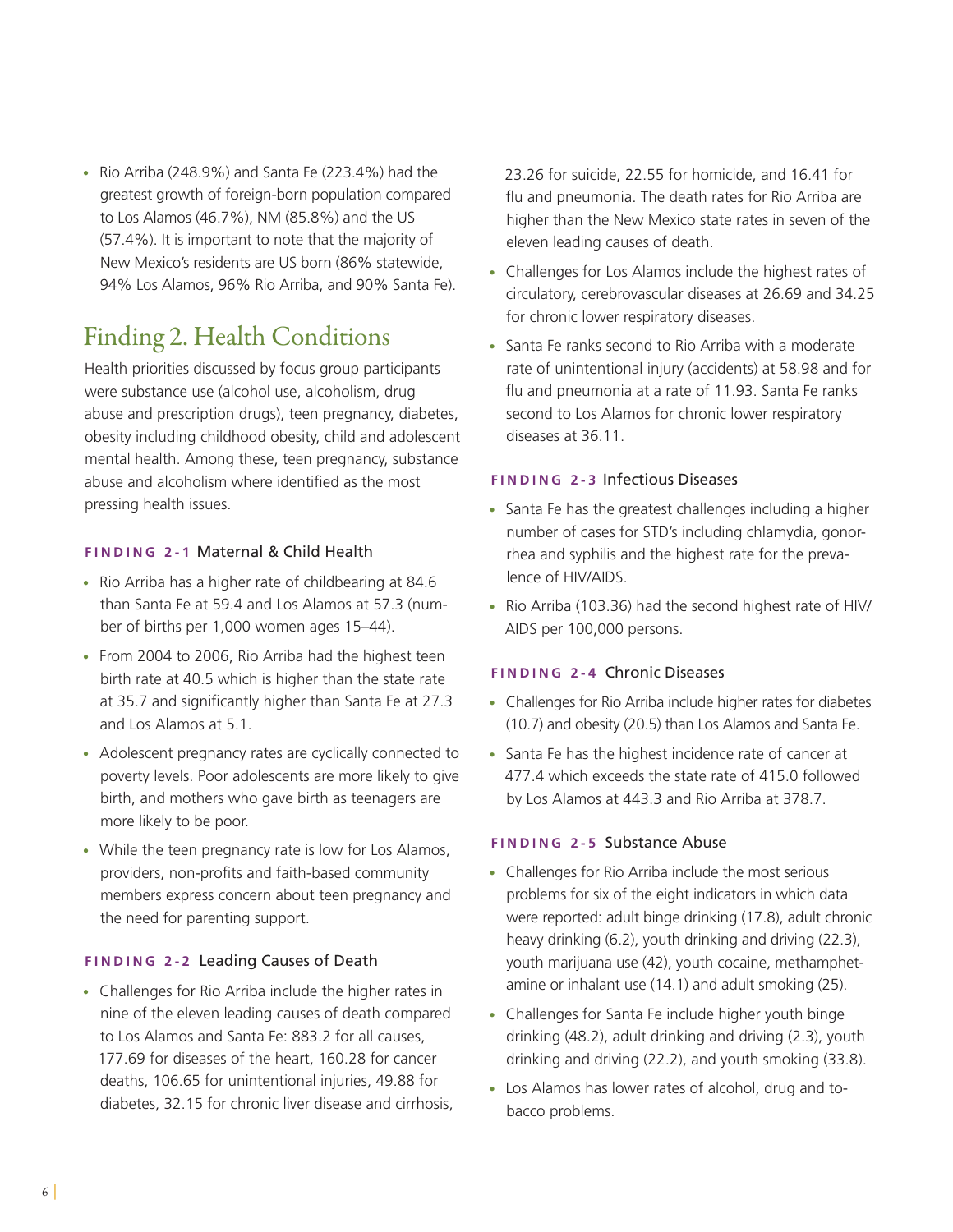- Rio Arriba (248.9%) and Santa Fe (223.4%) had the greatest growth of foreign-born population compared to Los Alamos (46.7%), NM (85.8%) and the US (57.4%). It is important to note that the majority of New Mexico's residents are US born (86% statewide, 94% Los Alamos, 96% Rio Arriba, and 90% Santa Fe).

## Finding 2. Health Conditions

Health priorities discussed by focus group participants were substance use (alcohol use, alcoholism, drug abuse and prescription drugs), teen pregnancy, diabetes, obesity including childhood obesity, child and adolescent mental health. Among these, teen pregnancy, substance abuse and alcoholism where identified as the most pressing health issues.

### FINDING 2-1 Maternal & Child Health

- Rio Arriba has a higher rate of childbearing at 84.6 than Santa Fe at 59.4 and Los Alamos at 57.3 (number of births per 1,000 women ages 15–44).
- From 2004 to 2006, Rio Arriba had the highest teen birth rate at 40.5 which is higher than the state rate at 35.7 and significantly higher than Santa Fe at 27.3 and Los Alamos at 5.1.
- Adolescent pregnancy rates are cyclically connected to poverty levels. Poor adolescents are more likely to give birth, and mothers who gave birth as teenagers are more likely to be poor.
- While the teen pregnancy rate is low for Los Alamos, providers, non-profits and faith-based community members express concern about teen pregnancy and the need for parenting support.

### FINDING 2-2 Leading Causes of Death

- Challenges for Rio Arriba include the higher rates in nine of the eleven leading causes of death compared to Los Alamos and Santa Fe: 883.2 for all causes, 177.69 for diseases of the heart, 160.28 for cancer deaths, 106.65 for unintentional injuries, 49.88 for diabetes, 32.15 for chronic liver disease and cirrhosis, 23.26 for suicide, 22.55 for homicide, and 16.41 for flu and pneumonia. The death rates for Rio Arriba are higher than the New Mexico state rates in seven of the eleven leading causes of death.
- Challenges for Los Alamos include the highest rates of circulatory, cerebrovascular diseases at 26.69 and 34.25 for chronic lower respiratory diseases.
- Santa Fe ranks second to Rio Arriba with a moderate rate of unintentional injury (accidents) at 58.98 and for flu and pneumonia at a rate of 11.93. Santa Fe ranks second to Los Alamos for chronic lower respiratory diseases at 36.11.

### FINDING 2-3 Infectious Diseases

- Santa Fe has the greatest challenges including a higher number of cases for STD's including chlamydia, gonorrhea and syphilis and the highest rate for the prevalence of HIV/AIDS.
- Rio Arriba (103.36) had the second highest rate of HIV/AIDS per 100,000 persons.

### FINDING 2-4 Chronic Diseases

- Challenges for Rio Arriba include higher rates for diabetes (10.7) and obesity (20.5) than Los Alamos and Santa Fe.
- Santa Fe has the highest incidence rate of cancer at 477.4 which exceeds the state rate of 415.0 followed by Los Alamos at 443.3 and Rio Arriba at 378.7.

### FINDING 2-5 Substance Abuse

- Challenges for Rio Arriba include the most serious problems for six of the eight indicators in which data were reported: adult binge drinking (17.8), adult chronic heavy drinking (6.2), youth drinking and driving (22.3), youth marijuana use (42), youth cocaine, methamphetamine or inhalant use (14.1) and adult smoking (25).
- Challenges for Santa Fe include higher youth binge drinking (48.2), adult drinking and driving (2.3), youth drinking and driving (22.2), and youth smoking (33.8).
- Los Alamos has lower rates of alcohol, drug and tobacco problems.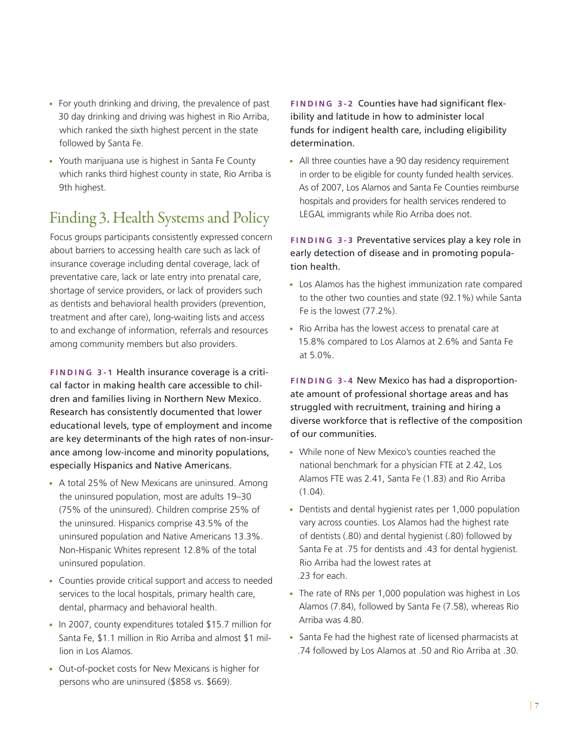- For youth drinking and driving, the prevalence of past 30 day drinking and driving was highest in Rio Arriba, which ranked the sixth highest percent in the state followed by Santa Fe.
- Youth marijuana use is highest in Santa Fe County which ranks third highest county in state, Rio Arriba is 9th highest.

## Finding 3. Health Systems and Policy

Focus groups participants consistently expressed concern about barriers to accessing health care such as lack of insurance coverage including dental coverage, lack of preventative care, lack or late entry into prenatal care, shortage of service providers, or lack of providers such as dentists and behavioral health providers (prevention, treatment and after care), long-waiting lists and access to and exchange of information, referrals and resources among community members but also providers.

**FINDING 3-1** Health insurance coverage is a critical factor in making health care accessible to children and families living in Northern New Mexico. Research has consistently documented that lower educational levels, type of employment and income are key determinants of the high rates of non-insurance among low-income and minority populations, especially Hispanics and Native Americans.

- A total 25% of New Mexicans are uninsured. Among the uninsured population, most are adults 19–30 (75% of the uninsured). Children comprise 25% of the uninsured. Hispanics comprise 43.5% of the uninsured population and Native Americans 13.3%. Non-Hispanic Whites represent 12.8% of the total uninsured population.
- Counties provide critical support and access to needed services to the local hospitals, primary health care, dental, pharmacy and behavioral health.
- In 2007, county expenditures totaled $15.7 million for Santa Fe, $1.1 million in Rio Arriba and almost $1 million in Los Alamos.
- Out-of-pocket costs for New Mexicans is higher for persons who are uninsured ($858 vs. $669).

**FINDING 3-2** Counties have had significant flexibility and latitude in how to administer local funds for indigent health care, including eligibility determination.

- All three counties have a 90 day residency requirement in order to be eligible for county funded health services. As of 2007, Los Alamos and Santa Fe Counties reimburse hospitals and providers for health services rendered to LEGAL immigrants while Rio Arriba does not.

**FINDING 3-3** Preventative services play a key role in early detection of disease and in promoting population health.

- Los Alamos has the highest immunization rate compared to the other two counties and state (92.1%) while Santa Fe is the lowest (77.2%).
- Rio Arriba has the lowest access to prenatal care at 15.8% compared to Los Alamos at 2.6% and Santa Fe at 5.0%.

**FINDING 3-4** New Mexico has had a disproportionate amount of professional shortage areas and has struggled with recruitment, training and hiring a diverse workforce that is reflective of the composition of our communities.

- While none of New Mexico's counties reached the national benchmark for a physician FTE at 2.42, Los Alamos FTE was 2.41, Santa Fe (1.83) and Rio Arriba (1.04).
- Dentists and dental hygienist rates per 1,000 population vary across counties. Los Alamos had the highest rate of dentists (.80) and dental hygienist (.80) followed by Santa Fe at .75 for dentists and .43 for dental hygienist. Rio Arriba had the lowest rates at .23 for each.
- The rate of RNs per 1,000 population was highest in Los Alamos (7.84), followed by Santa Fe (7.58), whereas Rio Arriba was 4.80.
- Santa Fe had the highest rate of licensed pharmacists at .74 followed by Los Alamos at .50 and Rio Arriba at .30.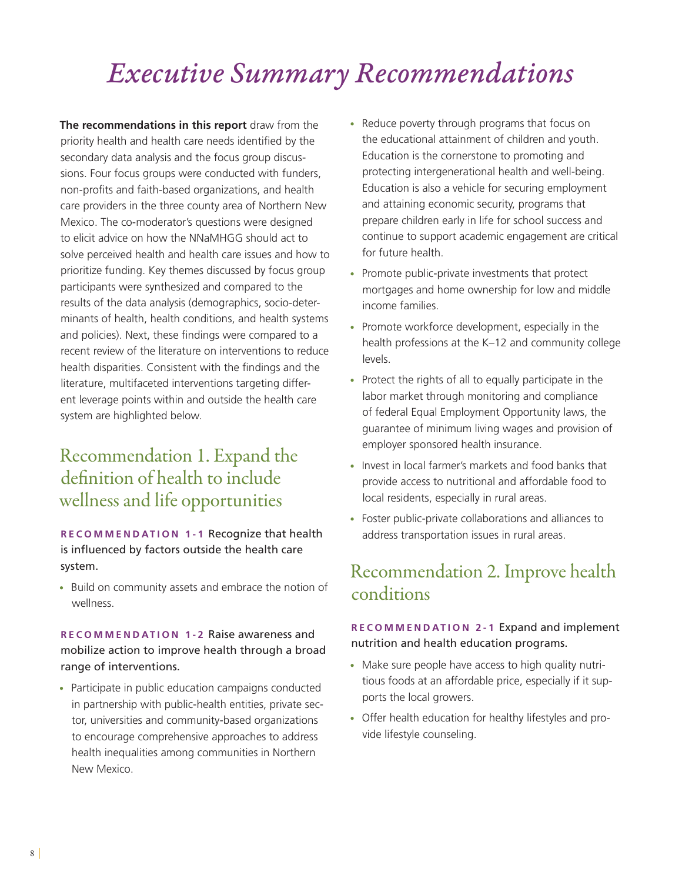# Executive Summary Recommendations

**The recommendations in this report** draw from the priority health and health care needs identified by the secondary data analysis and the focus group discussions. Four focus groups were conducted with funders, non-profits and faith-based organizations, and health care providers in the three county area of Northern New Mexico. The co-moderator's questions were designed to elicit advice on how the NNaMHGG should act to solve perceived health and health care issues and how to prioritize funding. Key themes discussed by focus group participants were synthesized and compared to the results of the data analysis (demographics, socio-determinants of health, health conditions, and health systems and policies). Next, these findings were compared to a recent review of the literature on interventions to reduce health disparities. Consistent with the findings and the literature, multifaceted interventions targeting different leverage points within and outside the health care system are highlighted below.

## Recommendation 1. Expand the definition of health to include wellness and life opportunities

**RECOMMENDATION 1-1** Recognize that health is influenced by factors outside the health care system.

- Build on community assets and embrace the notion of wellness.

**RECOMMENDATION 1-2** Raise awareness and mobilize action to improve health through a broad range of interventions.

- Participate in public education campaigns conducted in partnership with public-health entities, private sector, universities and community-based organizations to encourage comprehensive approaches to address health inequalities among communities in Northern New Mexico.
- Reduce poverty through programs that focus on the educational attainment of children and youth. Education is the cornerstone to promoting and protecting intergenerational health and well-being. Education is also a vehicle for securing employment and attaining economic security, programs that prepare children early in life for school success and continue to support academic engagement are critical for future health.
- Promote public-private investments that protect mortgages and home ownership for low and middle income families.
- Promote workforce development, especially in the health professions at the K–12 and community college levels.
- Protect the rights of all to equally participate in the labor market through monitoring and compliance of federal Equal Employment Opportunity laws, the guarantee of minimum living wages and provision of employer sponsored health insurance.
- Invest in local farmer's markets and food banks that provide access to nutritional and affordable food to local residents, especially in rural areas.
- Foster public-private collaborations and alliances to address transportation issues in rural areas.

## Recommendation 2. Improve health conditions

**RECOMMENDATION 2-1** Expand and implement nutrition and health education programs.

- Make sure people have access to high quality nutritious foods at an affordable price, especially if it supports the local growers.
- Offer health education for healthy lifestyles and provide lifestyle counseling.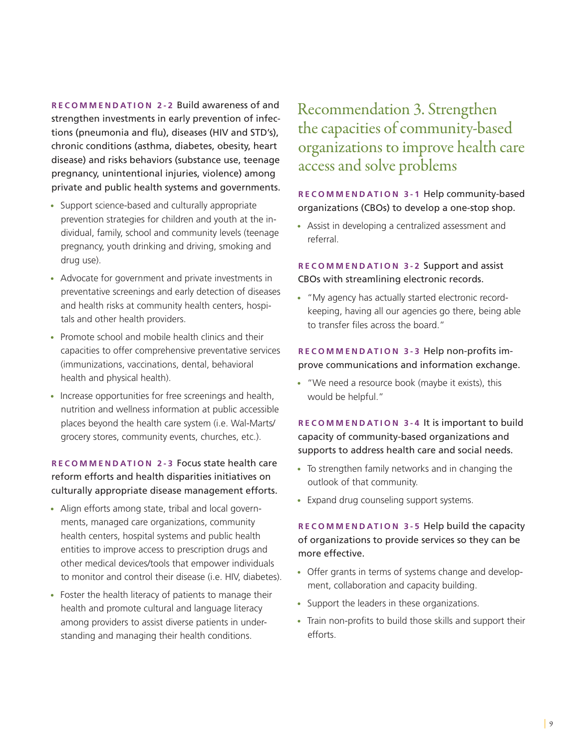**RECOMMENDATION 2-2** Build awareness of and strengthen investments in early prevention of infections (pneumonia and flu), diseases (HIV and STD's), chronic conditions (asthma, diabetes, obesity, heart disease) and risks behaviors (substance use, teenage pregnancy, unintentional injuries, violence) among private and public health systems and governments.

- Support science-based and culturally appropriate prevention strategies for children and youth at the individual, family, school and community levels (teenage pregnancy, youth drinking and driving, smoking and drug use).
- Advocate for government and private investments in preventative screenings and early detection of diseases and health risks at community health centers, hospitals and other health providers.
- Promote school and mobile health clinics and their capacities to offer comprehensive preventative services (immunizations, vaccinations, dental, behavioral health and physical health).
- Increase opportunities for free screenings and health, nutrition and wellness information at public accessible places beyond the health care system (i.e. Wal-Marts/grocery stores, community events, churches, etc.).

**RECOMMENDATION 2-3** Focus state health care reform efforts and health disparities initiatives on culturally appropriate disease management efforts.

- Align efforts among state, tribal and local governments, managed care organizations, community health centers, hospital systems and public health entities to improve access to prescription drugs and other medical devices/tools that empower individuals to monitor and control their disease (i.e. HIV, diabetes).
- Foster the health literacy of patients to manage their health and promote cultural and language literacy among providers to assist diverse patients in understanding and managing their health conditions.

## Recommendation 3. Strengthen the capacities of community-based organizations to improve health care access and solve problems

**RECOMMENDATION 3-1** Help community-based organizations (CBOs) to develop a one-stop shop.

- Assist in developing a centralized assessment and referral.

**RECOMMENDATION 3-2** Support and assist CBOs with streamlining electronic records.

- "My agency has actually started electronic record-keeping, having all our agencies go there, being able to transfer files across the board."

**RECOMMENDATION 3-3** Help non-profits improve communications and information exchange.

- "We need a resource book (maybe it exists), this would be helpful."

**RECOMMENDATION 3-4** It is important to build capacity of community-based organizations and supports to address health care and social needs.

- To strengthen family networks and in changing the outlook of that community.
- Expand drug counseling support systems.

**RECOMMENDATION 3-5** Help build the capacity of organizations to provide services so they can be more effective.

- Offer grants in terms of systems change and development, collaboration and capacity building.
- Support the leaders in these organizations.
- Train non-profits to build those skills and support their efforts.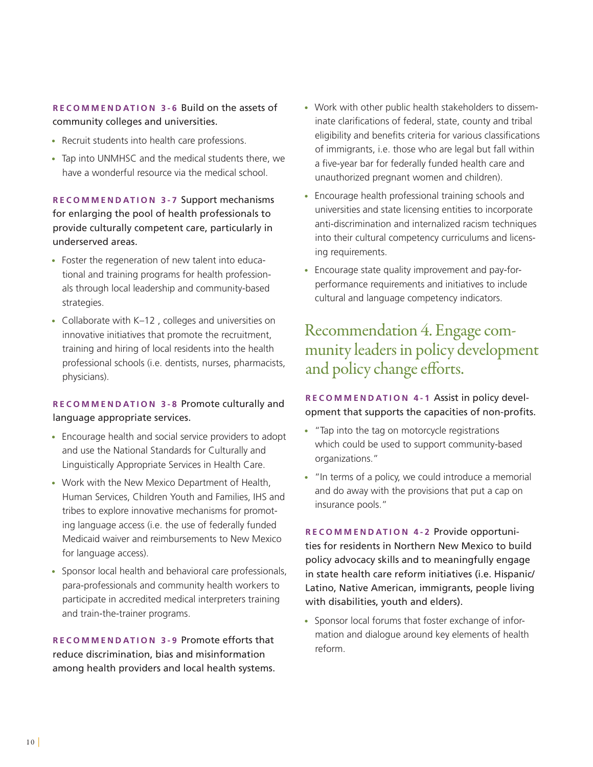**RECOMMENDATION 3-6** Build on the assets of community colleges and universities.

- Recruit students into health care professions.
- Tap into UNMHSC and the medical students there, we have a wonderful resource via the medical school.

**RECOMMENDATION 3-7** Support mechanisms for enlarging the pool of health professionals to provide culturally competent care, particularly in underserved areas.

- Foster the regeneration of new talent into educational and training programs for health professionals through local leadership and community-based strategies.
- Collaborate with K–12 , colleges and universities on innovative initiatives that promote the recruitment, training and hiring of local residents into the health professional schools (i.e. dentists, nurses, pharmacists, physicians).

**RECOMMENDATION 3-8** Promote culturally and language appropriate services.

- Encourage health and social service providers to adopt and use the National Standards for Culturally and Linguistically Appropriate Services in Health Care.
- Work with the New Mexico Department of Health, Human Services, Children Youth and Families, IHS and tribes to explore innovative mechanisms for promoting language access (i.e. the use of federally funded Medicaid waiver and reimbursements to New Mexico for language access).
- Sponsor local health and behavioral care professionals, para-professionals and community health workers to participate in accredited medical interpreters training and train-the-trainer programs.

**RECOMMENDATION 3-9** Promote efforts that reduce discrimination, bias and misinformation among health providers and local health systems.

- Work with other public health stakeholders to disseminate clarifications of federal, state, county and tribal eligibility and benefits criteria for various classifications of immigrants, i.e. those who are legal but fall within a five-year bar for federally funded health care and unauthorized pregnant women and children).
- Encourage health professional training schools and universities and state licensing entities to incorporate anti-discrimination and internalized racism techniques into their cultural competency curriculums and licensing requirements.
- Encourage state quality improvement and pay-for-performance requirements and initiatives to include cultural and language competency indicators.

## Recommendation 4. Engage community leaders in policy development and policy change efforts.

**RECOMMENDATION 4-1** Assist in policy development that supports the capacities of non-profits.

- "Tap into the tag on motorcycle registrations which could be used to support community-based organizations."
- "In terms of a policy, we could introduce a memorial and do away with the provisions that put a cap on insurance pools."

**RECOMMENDATION 4-2** Provide opportunities for residents in Northern New Mexico to build policy advocacy skills and to meaningfully engage in state health care reform initiatives (i.e. Hispanic/Latino, Native American, immigrants, people living with disabilities, youth and elders).

- Sponsor local forums that foster exchange of information and dialogue around key elements of health reform.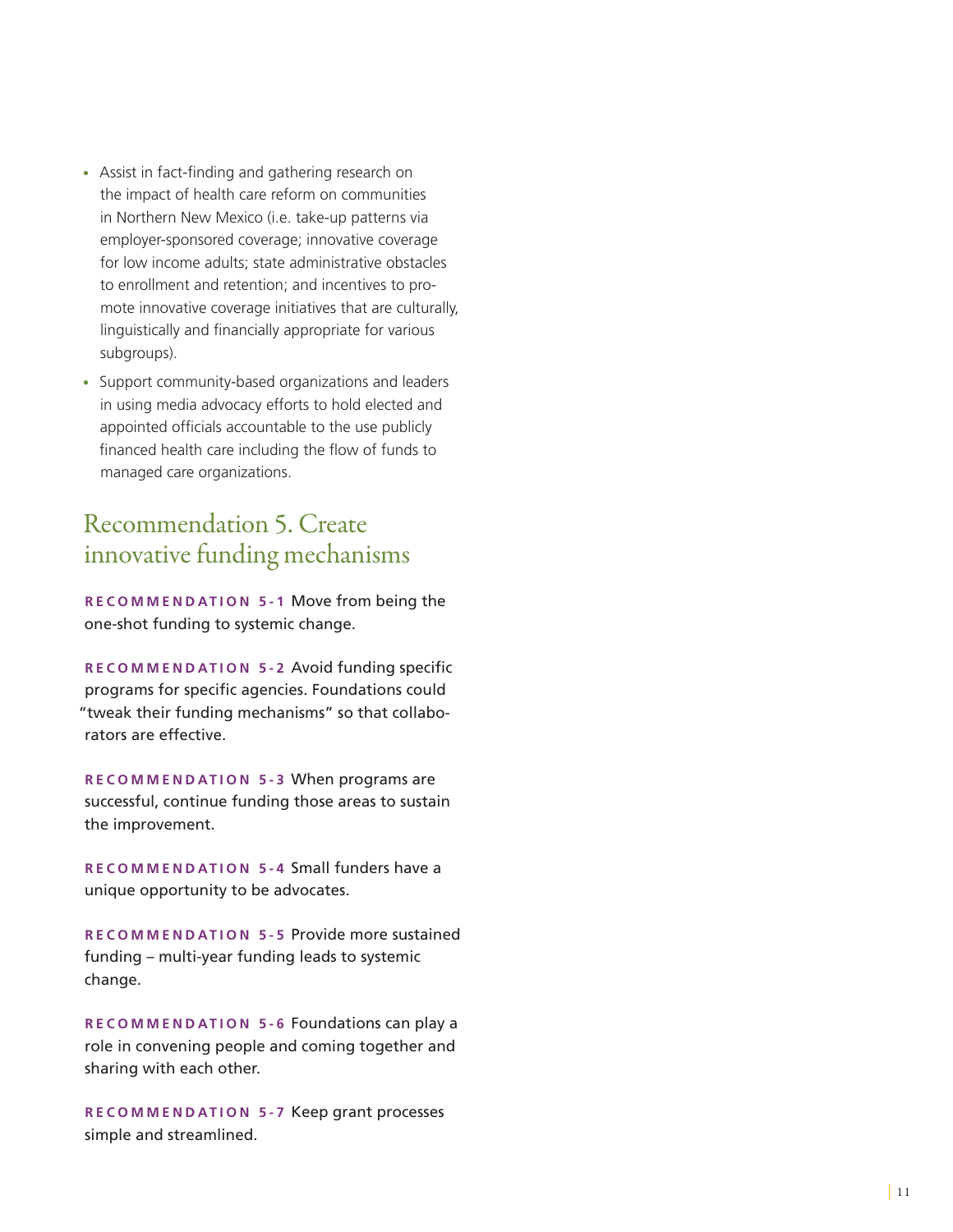- Assist in fact-finding and gathering research on the impact of health care reform on communities in Northern New Mexico (i.e. take-up patterns via employer-sponsored coverage; innovative coverage for low income adults; state administrative obstacles to enrollment and retention; and incentives to promote innovative coverage initiatives that are culturally, linguistically and financially appropriate for various subgroups).
- Support community-based organizations and leaders in using media advocacy efforts to hold elected and appointed officials accountable to the use publicly financed health care including the flow of funds to managed care organizations.

## Recommendation 5. Create innovative funding mechanisms

**RECOMMENDATION 5-1** Move from being the one-shot funding to systemic change.

**RECOMMENDATION 5-2** Avoid funding specific programs for specific agencies. Foundations could "tweak their funding mechanisms" so that collaborators are effective.

**RECOMMENDATION 5-3** When programs are successful, continue funding those areas to sustain the improvement.

**RECOMMENDATION 5-4** Small funders have a unique opportunity to be advocates.

**RECOMMENDATION 5-5** Provide more sustained funding – multi-year funding leads to systemic change.

**RECOMMENDATION 5-6** Foundations can play a role in convening people and coming together and sharing with each other.

**RECOMMENDATION 5-7** Keep grant processes simple and streamlined.